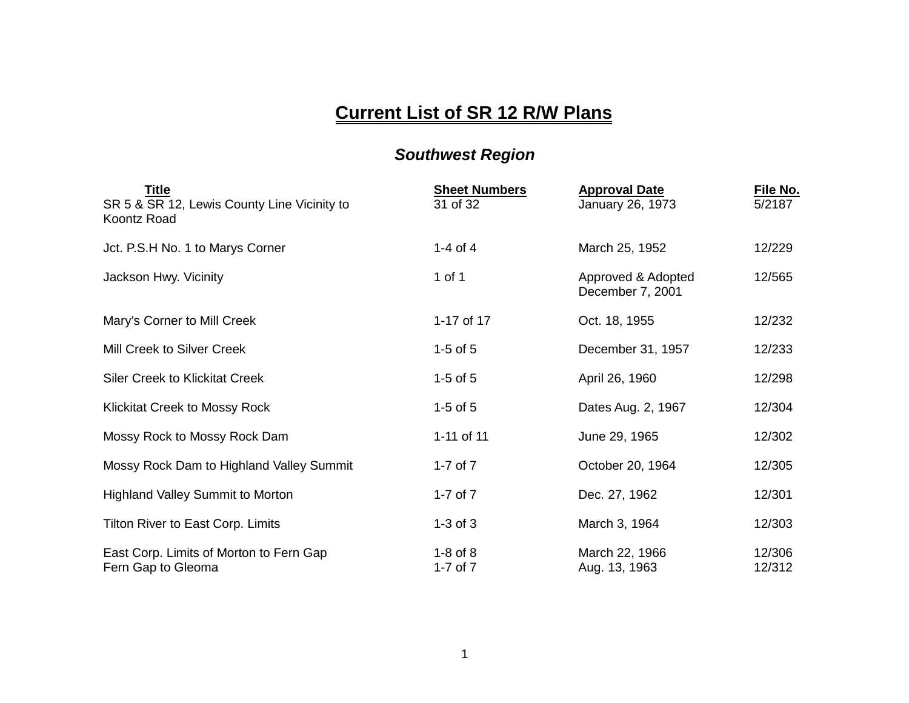# Current List of SR 12 R/W Plans

## *Southwest Region*

| Title | Sheet Numbers | Approval Date | File No. |
|---|---|---|---|
| SR 5 & SR 12, Lewis County Line Vicinity to Koontz Road | 31 of 32 | January 26, 1973 | 5/2187 |
| Jct. P.S.H No. 1 to Marys Corner | 1-4 of 4 | March 25, 1952 | 12/229 |
| Jackson Hwy. Vicinity | 1 of 1 | Approved & Adopted December 7, 2001 | 12/565 |
| Mary’s Corner to Mill Creek | 1-17 of 17 | Oct. 18, 1955 | 12/232 |
| Mill Creek to Silver Creek | 1-5 of 5 | December 31, 1957 | 12/233 |
| Siler Creek to Klickitat Creek | 1-5 of 5 | April 26, 1960 | 12/298 |
| Klickitat Creek to Mossy Rock | 1-5 of 5 | Dates Aug. 2, 1967 | 12/304 |
| Mossy Rock to Mossy Rock Dam | 1-11 of 11 | June 29, 1965 | 12/302 |
| Mossy Rock Dam to Highland Valley Summit | 1-7 of 7 | October 20, 1964 | 12/305 |
| Highland Valley Summit to Morton | 1-7 of 7 | Dec. 27, 1962 | 12/301 |
| Tilton River to East Corp. Limits | 1-3 of 3 | March 3, 1964 | 12/303 |
| East Corp. Limits of Morton to Fern Gap | 1-8 of 8 | March 22, 1966 | 12/306 |
| Fern Gap to Gleoma | 1-7 of 7 | Aug. 13, 1963 | 12/312 |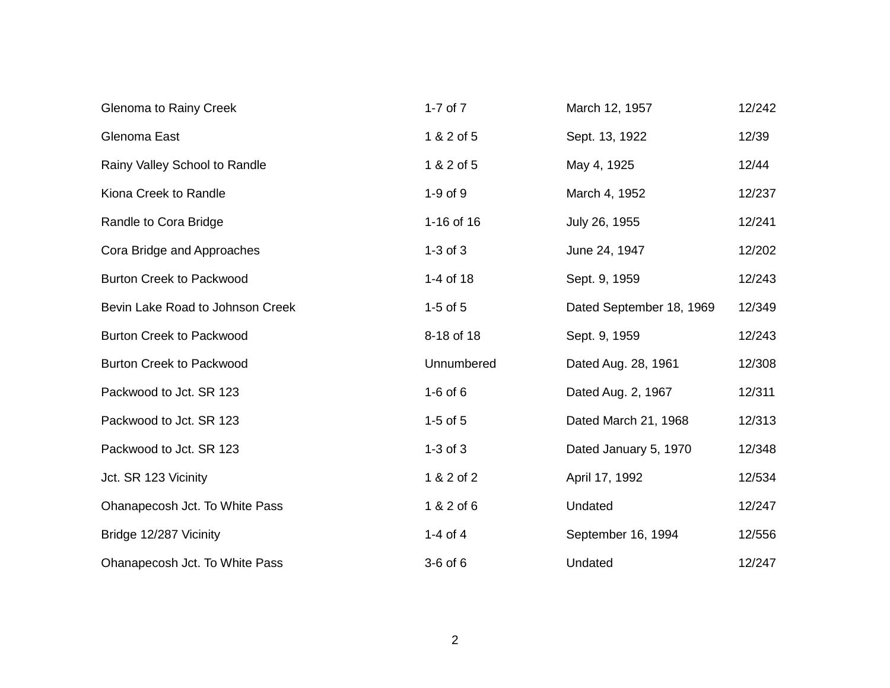| | | | |
|---|---|---|---|
| Glenoma to Rainy Creek | 1-7 of 7 | March 12, 1957 | 12/242 |
| Glenoma East | 1 & 2 of 5 | Sept. 13, 1922 | 12/39 |
| Rainy Valley School to Randle | 1 & 2 of 5 | May 4, 1925 | 12/44 |
| Kiona Creek to Randle | 1-9 of 9 | March 4, 1952 | 12/237 |
| Randle to Cora Bridge | 1-16 of 16 | July 26, 1955 | 12/241 |
| Cora Bridge and Approaches | 1-3 of 3 | June 24, 1947 | 12/202 |
| Burton Creek to Packwood | 1-4 of 18 | Sept. 9, 1959 | 12/243 |
| Bevin Lake Road to Johnson Creek | 1-5 of 5 | Dated September 18, 1969 | 12/349 |
| Burton Creek to Packwood | 8-18 of 18 | Sept. 9, 1959 | 12/243 |
| Burton Creek to Packwood | Unnumbered | Dated Aug. 28, 1961 | 12/308 |
| Packwood to Jct. SR 123 | 1-6 of 6 | Dated Aug. 2, 1967 | 12/311 |
| Packwood to Jct. SR 123 | 1-5 of 5 | Dated March 21, 1968 | 12/313 |
| Packwood to Jct. SR 123 | 1-3 of 3 | Dated January 5, 1970 | 12/348 |
| Jct. SR 123 Vicinity | 1 & 2 of 2 | April 17, 1992 | 12/534 |
| Ohanapecosh Jct. To White Pass | 1 & 2 of 6 | Undated | 12/247 |
| Bridge 12/287 Vicinity | 1-4 of 4 | September 16, 1994 | 12/556 |
| Ohanapecosh Jct. To White Pass | 3-6 of 6 | Undated | 12/247 |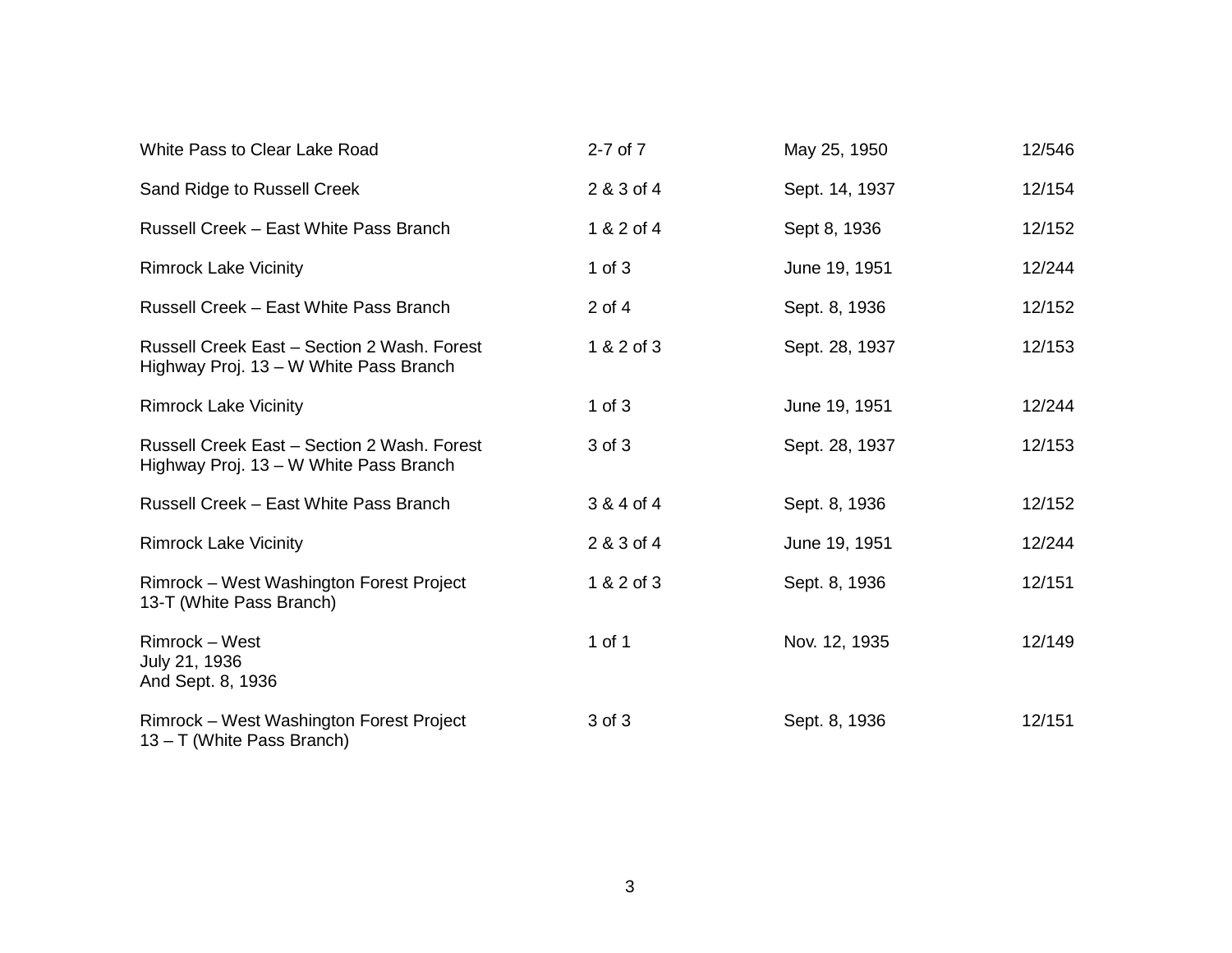| | | | |
|---|---|---|---|
| White Pass to Clear Lake Road | 2-7 of 7 | May 25, 1950 | 12/546 |
| Sand Ridge to Russell Creek | 2 & 3 of 4 | Sept. 14, 1937 | 12/154 |
| Russell Creek – East White Pass Branch | 1 & 2 of 4 | Sept 8, 1936 | 12/152 |
| Rimrock Lake Vicinity | 1 of 3 | June 19, 1951 | 12/244 |
| Russell Creek – East White Pass Branch | 2 of 4 | Sept. 8, 1936 | 12/152 |
| Russell Creek East – Section 2 Wash. Forest Highway Proj. 13 – W White Pass Branch | 1 & 2 of 3 | Sept. 28, 1937 | 12/153 |
| Rimrock Lake Vicinity | 1 of 3 | June 19, 1951 | 12/244 |
| Russell Creek East – Section 2 Wash. Forest Highway Proj. 13 – W White Pass Branch | 3 of 3 | Sept. 28, 1937 | 12/153 |
| Russell Creek – East White Pass Branch | 3 & 4 of 4 | Sept. 8, 1936 | 12/152 |
| Rimrock Lake Vicinity | 2 & 3 of 4 | June 19, 1951 | 12/244 |
| Rimrock – West Washington Forest Project 13-T (White Pass Branch) | 1 & 2 of 3 | Sept. 8, 1936 | 12/151 |
| Rimrock – West July 21, 1936 And Sept. 8, 1936 | 1 of 1 | Nov. 12, 1935 | 12/149 |
| Rimrock – West Washington Forest Project 13 – T (White Pass Branch) | 3 of 3 | Sept. 8, 1936 | 12/151 |